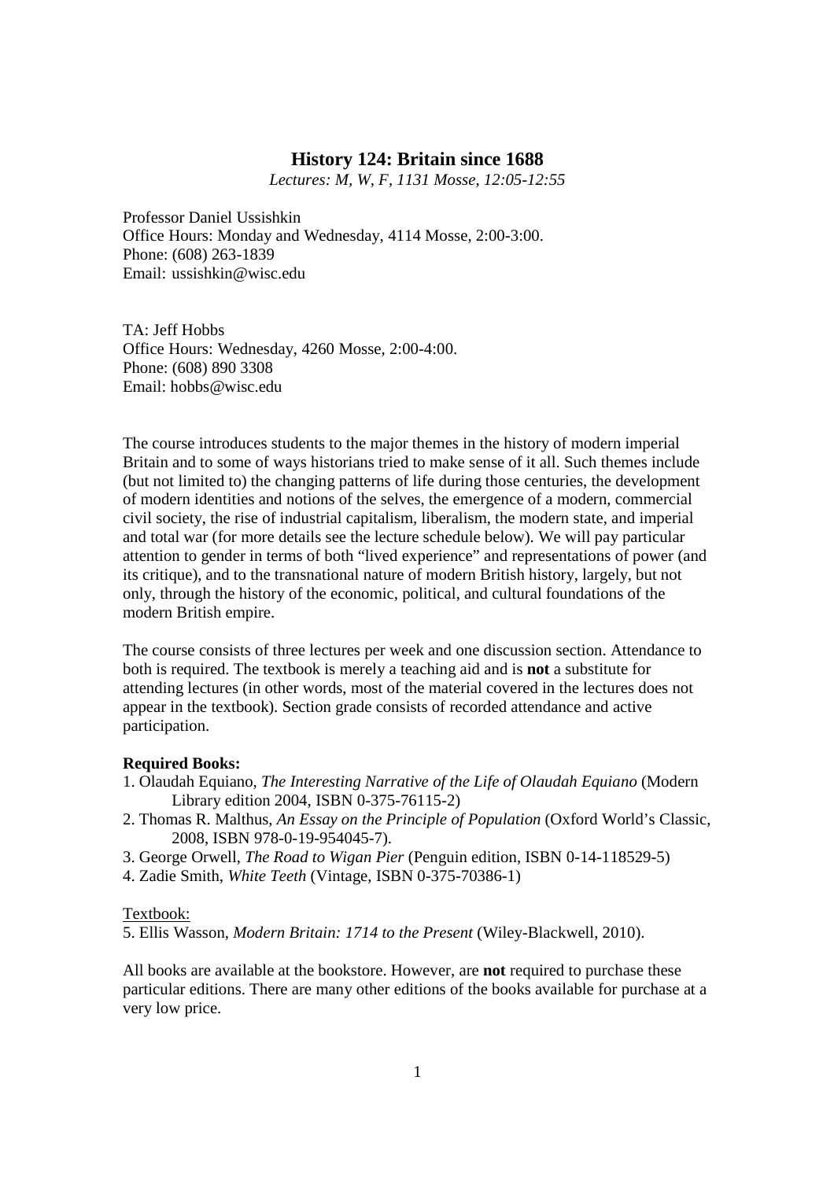# History 124: Britain since 1688

*Lectures: M, W, F, 1131 Mosse, 12:05-12:55*

Professor Daniel Ussishkin
Office Hours: Monday and Wednesday, 4114 Mosse, 2:00-3:00.
Phone: (608) 263-1839
Email: ussishkin@wisc.edu

TA: Jeff Hobbs
Office Hours: Wednesday, 4260 Mosse, 2:00-4:00.
Phone: (608) 890 3308
Email: hobbs@wisc.edu

The course introduces students to the major themes in the history of modern imperial Britain and to some of ways historians tried to make sense of it all. Such themes include (but not limited to) the changing patterns of life during those centuries, the development of modern identities and notions of the selves, the emergence of a modern, commercial civil society, the rise of industrial capitalism, liberalism, the modern state, and imperial and total war (for more details see the lecture schedule below). We will pay particular attention to gender in terms of both "lived experience" and representations of power (and its critique), and to the transnational nature of modern British history, largely, but not only, through the history of the economic, political, and cultural foundations of the modern British empire.

The course consists of three lectures per week and one discussion section. Attendance to both is required. The textbook is merely a teaching aid and is **not** a substitute for attending lectures (in other words, most of the material covered in the lectures does not appear in the textbook). Section grade consists of recorded attendance and active participation.

**Required Books:**

1. Olaudah Equiano, *The Interesting Narrative of the Life of Olaudah Equiano* (Modern Library edition 2004, ISBN 0-375-76115-2)
2. Thomas R. Malthus, *An Essay on the Principle of Population* (Oxford World's Classic, 2008, ISBN 978-0-19-954045-7).
3. George Orwell, *The Road to Wigan Pier* (Penguin edition, ISBN 0-14-118529-5)
4. Zadie Smith, *White Teeth* (Vintage, ISBN 0-375-70386-1)

Textbook:

5. Ellis Wasson, *Modern Britain: 1714 to the Present* (Wiley-Blackwell, 2010).

All books are available at the bookstore. However, are **not** required to purchase these particular editions. There are many other editions of the books available for purchase at a very low price.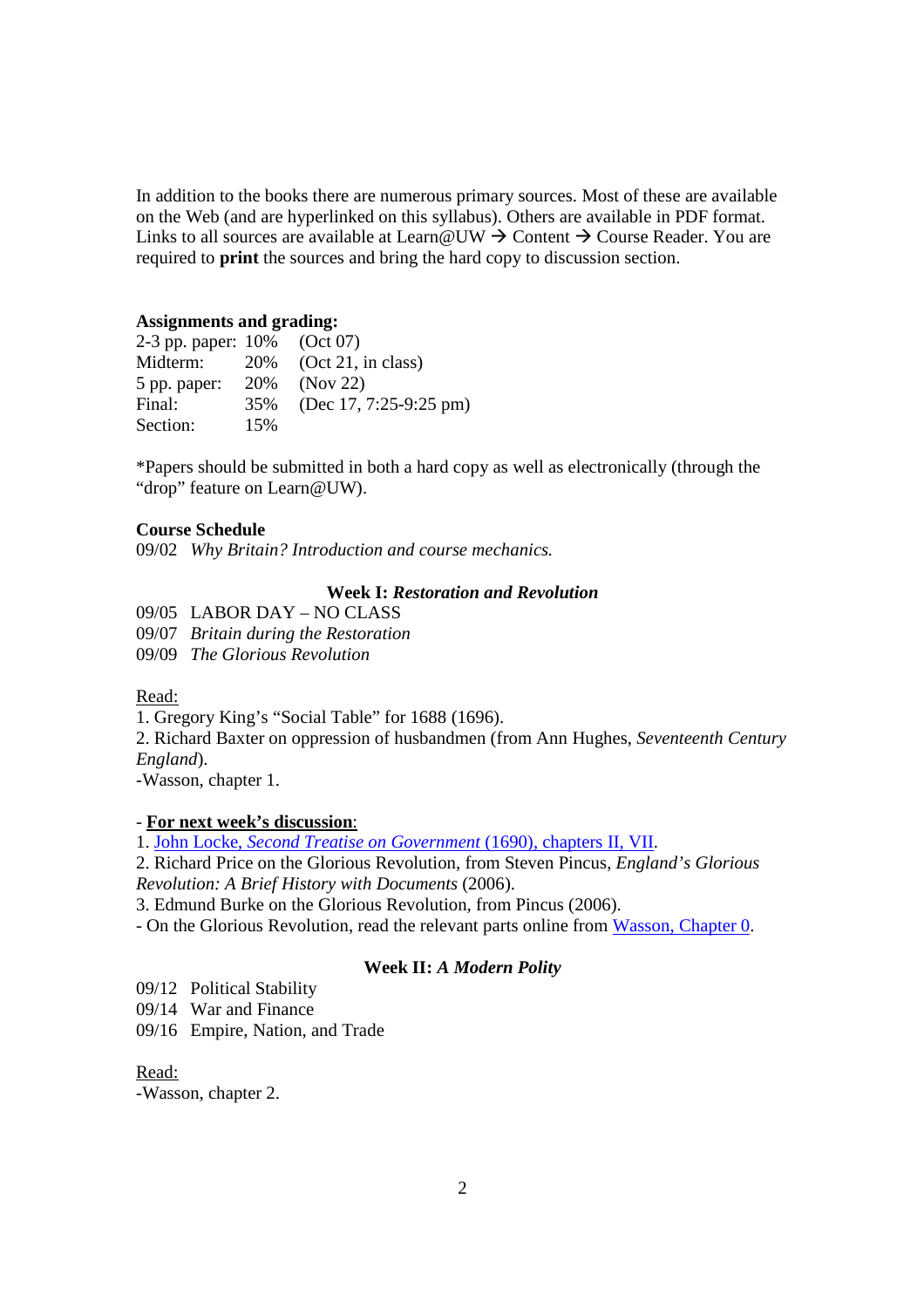In addition to the books there are numerous primary sources. Most of these are available on the Web (and are hyperlinked on this syllabus). Others are available in PDF format. Links to all sources are available at Learn@UW → Content → Course Reader. You are required to **print** the sources and bring the hard copy to discussion section.

**Assignments and grading:**

| | | |
|---|---|---|
| 2-3 pp. paper: | 10% | (Oct 07) |
| Midterm: | 20% | (Oct 21, in class) |
| 5 pp. paper: | 20% | (Nov 22) |
| Final: | 35% | (Dec 17, 7:25-9:25 pm) |
| Section: | 15% | |

*Papers should be submitted in both a hard copy as well as electronically (through the "drop" feature on Learn@UW).

**Course Schedule**

09/02 *Why Britain? Introduction and course mechanics.*

**Week I:** ***Restoration and Revolution***

09/05 LABOR DAY – NO CLASS
09/07 *Britain during the Restoration*
09/09 *The Glorious Revolution*

Read:

1. Gregory King's "Social Table" for 1688 (1696).
2. Richard Baxter on oppression of husbandmen (from Ann Hughes, *Seventeenth Century England*).

-Wasson, chapter 1.

- **For next week's discussion**:

1. John Locke, *Second Treatise on Government* (1690), chapters II, VII.
2. Richard Price on the Glorious Revolution, from Steven Pincus, *England's Glorious Revolution: A Brief History with Documents* (2006).
3. Edmund Burke on the Glorious Revolution, from Pincus (2006).

- On the Glorious Revolution, read the relevant parts online from Wasson, Chapter 0.

**Week II:** ***A Modern Polity***

09/12 Political Stability
09/14 War and Finance
09/16 Empire, Nation, and Trade

Read:

-Wasson, chapter 2.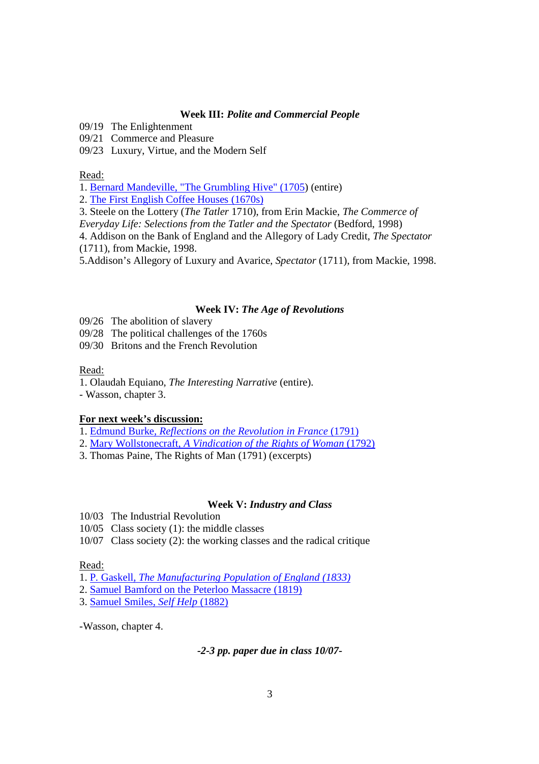### Week III: *Polite and Commercial People*

09/19 The Enlightenment
09/21 Commerce and Pleasure
09/23 Luxury, Virtue, and the Modern Self

Read:

1. Bernard Mandeville, "The Grumbling Hive" (1705) (entire)
2. The First English Coffee Houses (1670s)
3. Steele on the Lottery (*The Tatler* 1710), from Erin Mackie, *The Commerce of Everyday Life: Selections from the Tatler and the Spectator* (Bedford, 1998)
4. Addison on the Bank of England and the Allegory of Lady Credit, *The Spectator* (1711), from Mackie, 1998.
5. Addison's Allegory of Luxury and Avarice, *Spectator* (1711), from Mackie, 1998.

### Week IV: *The Age of Revolutions*

09/26 The abolition of slavery
09/28 The political challenges of the 1760s
09/30 Britons and the French Revolution

Read:

1. Olaudah Equiano, *The Interesting Narrative* (entire).

- Wasson, chapter 3.

**For next week's discussion:**

1. Edmund Burke, *Reflections on the Revolution in France* (1791)
2. Mary Wollstonecraft, *A Vindication of the Rights of Woman* (1792)
3. Thomas Paine, The Rights of Man (1791) (excerpts)

### Week V: *Industry and Class*

10/03 The Industrial Revolution
10/05 Class society (1): the middle classes
10/07 Class society (2): the working classes and the radical critique

Read:

1. P. Gaskell, *The Manufacturing Population of England (1833)*
2. Samuel Bamford on the Peterloo Massacre (1819)
3. Samuel Smiles, *Self Help* (1882)

-Wasson, chapter 4.

***-2-3 pp. paper due in class 10/07-***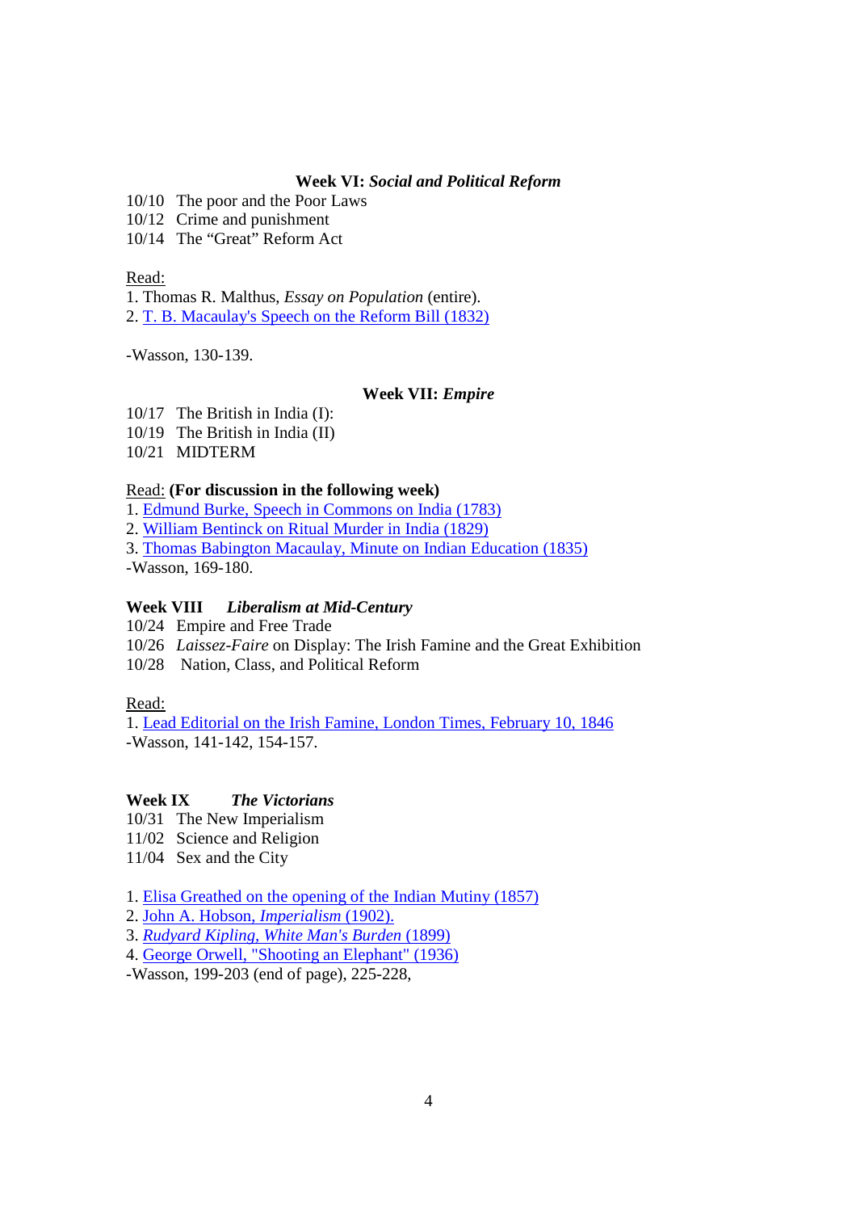### **Week VI:** ***Social and Political Reform***

10/10 The poor and the Poor Laws
10/12 Crime and punishment
10/14 The "Great" Reform Act

Read:
1. Thomas R. Malthus, *Essay on Population* (entire).
2. T. B. Macaulay's Speech on the Reform Bill (1832)

-Wasson, 130-139.

### **Week VII:** ***Empire***

10/17 The British in India (I):
10/19 The British in India (II)
10/21 MIDTERM

Read: **(For discussion in the following week)**
1. Edmund Burke, Speech in Commons on India (1783)
2. William Bentinck on Ritual Murder in India (1829)
3. Thomas Babington Macaulay, Minute on Indian Education (1835)
-Wasson, 169-180.

### **Week VIII** ***Liberalism at Mid-Century***

10/24 Empire and Free Trade
10/26 *Laissez-Faire* on Display: The Irish Famine and the Great Exhibition
10/28 Nation, Class, and Political Reform

Read:
1. Lead Editorial on the Irish Famine, London Times, February 10, 1846
-Wasson, 141-142, 154-157.

### **Week IX** ***The Victorians***

10/31 The New Imperialism
11/02 Science and Religion
11/04 Sex and the City

1. Elisa Greathed on the opening of the Indian Mutiny (1857)
2. John A. Hobson, *Imperialism* (1902).
3. *Rudyard Kipling, White Man's Burden* (1899)
4. George Orwell, "Shooting an Elephant" (1936)
-Wasson, 199-203 (end of page), 225-228,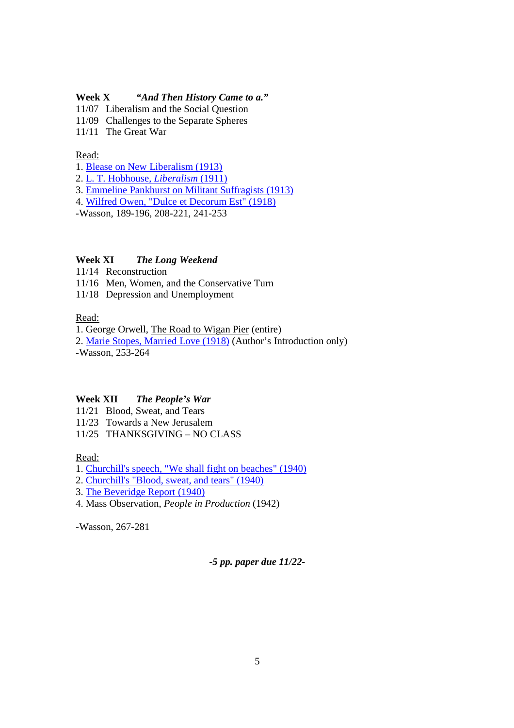**Week X** ***"And Then History Came to a."***

11/07 Liberalism and the Social Question
11/09 Challenges to the Separate Spheres
11/11 The Great War

Read:

1. Blease on New Liberalism (1913)
2. L. T. Hobhouse, *Liberalism* (1911)
3. Emmeline Pankhurst on Militant Suffragists (1913)
4. Wilfred Owen, "Dulce et Decorum Est" (1918)

-Wasson, 189-196, 208-221, 241-253

**Week XI** ***The Long Weekend***

11/14 Reconstruction
11/16 Men, Women, and the Conservative Turn
11/18 Depression and Unemployment

Read:

1. George Orwell, The Road to Wigan Pier (entire)
2. Marie Stopes, Married Love (1918) (Author's Introduction only)

-Wasson, 253-264

**Week XII** ***The People's War***

11/21 Blood, Sweat, and Tears
11/23 Towards a New Jerusalem
11/25 THANKSGIVING – NO CLASS

Read:

1. Churchill's speech, "We shall fight on beaches" (1940)
2. Churchill's "Blood, sweat, and tears" (1940)
3. The Beveridge Report (1940)
4. Mass Observation, *People in Production* (1942)

-Wasson, 267-281

***-5 pp. paper due 11/22-***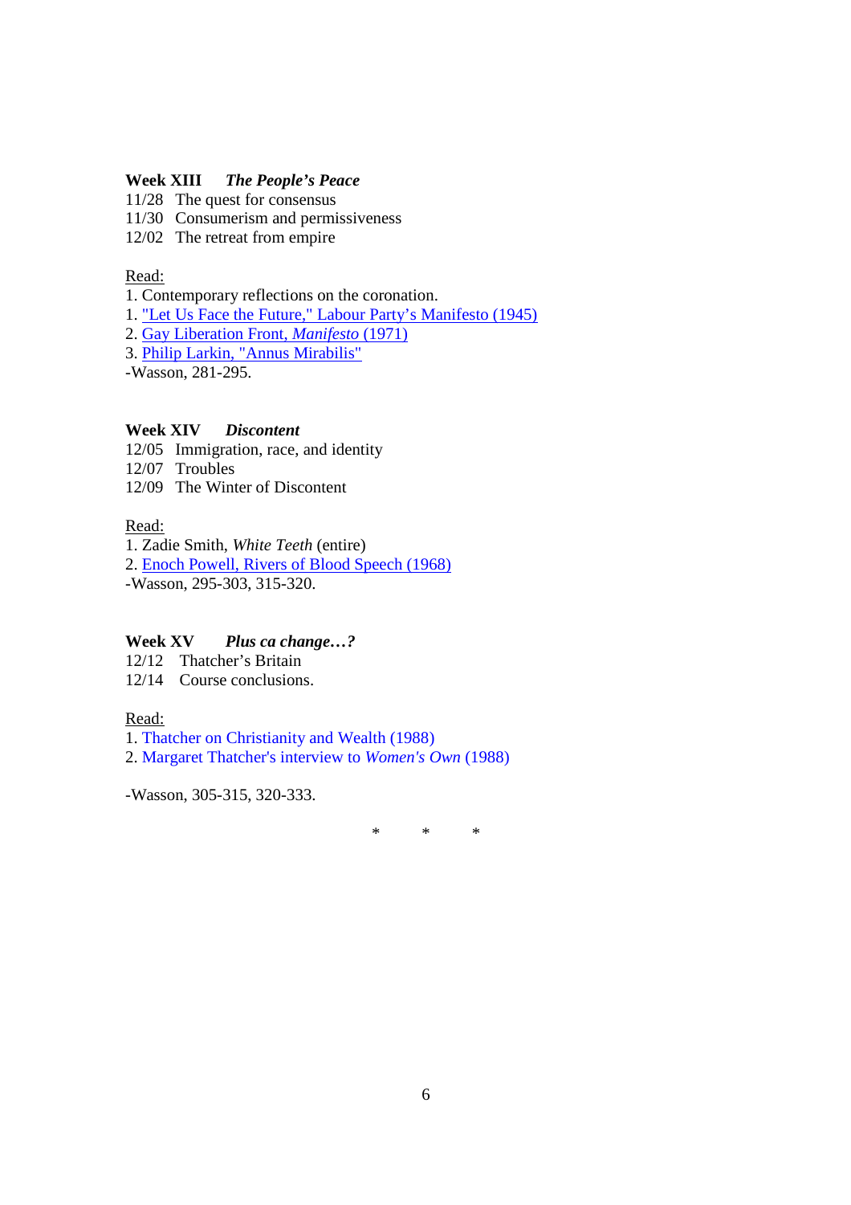**Week XIII** ***The People's Peace***

11/28 The quest for consensus
11/30 Consumerism and permissiveness
12/02 The retreat from empire

Read:

1. Contemporary reflections on the coronation.
1. "Let Us Face the Future," Labour Party's Manifesto (1945)
2. Gay Liberation Front, *Manifesto* (1971)
3. Philip Larkin, "Annus Mirabilis"

-Wasson, 281-295.

**Week XIV** ***Discontent***

12/05 Immigration, race, and identity
12/07 Troubles
12/09 The Winter of Discontent

Read:

1. Zadie Smith, *White Teeth* (entire)
2. Enoch Powell, Rivers of Blood Speech (1968)

-Wasson, 295-303, 315-320.

**Week XV** ***Plus ca change…?***

12/12 Thatcher's Britain
12/14 Course conclusions.

Read:

1. Thatcher on Christianity and Wealth (1988)
2. Margaret Thatcher's interview to *Women's Own* (1988)

-Wasson, 305-315, 320-333.

\* \* \*